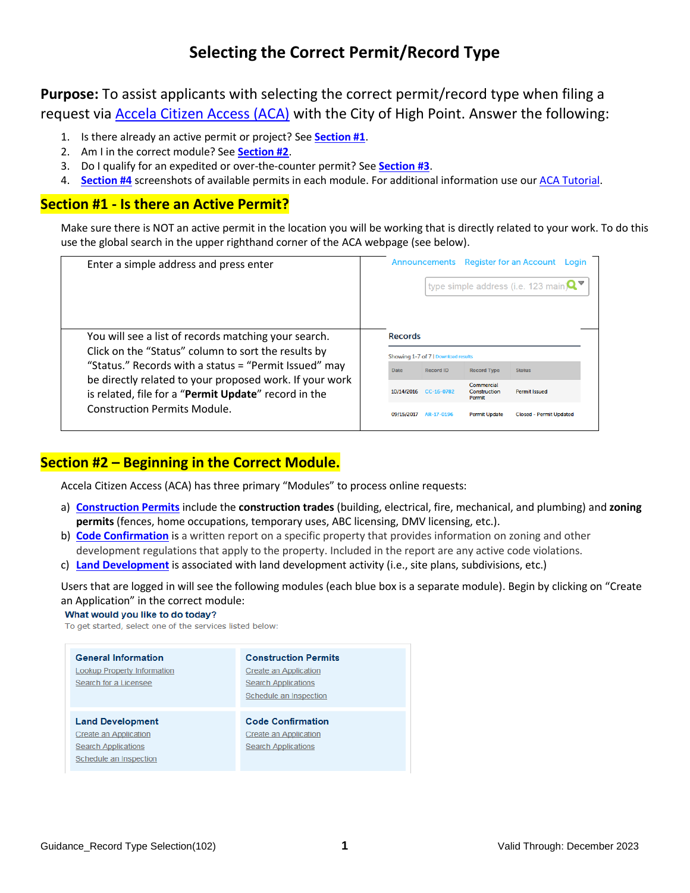# Selecting the Correct Permit/Record Type

**Purpose:** To assist applicants with selecting the correct permit/record type when filing a request via Accela Citizen Access (ACA) with the City of High Point. Answer the following:

1. Is there already an active permit or project? See **Section #1**.
2. Am I in the correct module? See **Section #2**.
3. Do I qualify for an expedited or over-the-counter permit? See **Section #3**.
4. **Section #4** screenshots of available permits in each module. For additional information use our ACA Tutorial.

## Section #1 - Is there an Active Permit?

Make sure there is NOT an active permit in the location you will be working that is directly related to your work. To do this use the global search in the upper righthand corner of the ACA webpage (see below).

| | |
|---|---|
| Enter a simple address and press enter | Announcements Register for an Account Login<br>type simple address (i.e. 123 main) |
| You will see a list of records matching your search. Click on the "Status" column to sort the results by "Status." Records with a status = "Permit Issued" may be directly related to your proposed work. If your work is related, file for a "**Permit Update**" record in the Construction Permits Module. | Records<br>Showing 1-7 of 7 \| Download results<br>Date \| Record ID \| Record Type \| Status<br>10/14/2016 \| CC-16-0782 \| Commercial Construction Permit \| Permit Issued<br>09/15/2017 \| AR-17-0196 \| Permit Update \| Closed - Permit Updated |

## Section #2 – Beginning in the Correct Module.

Accela Citizen Access (ACA) has three primary "Modules" to process online requests:

a) **Construction Permits** include the **construction trades** (building, electrical, fire, mechanical, and plumbing) and **zoning permits** (fences, home occupations, temporary uses, ABC licensing, DMV licensing, etc.).
b) **Code Confirmation** is a written report on a specific property that provides information on zoning and other development regulations that apply to the property. Included in the report are any active code violations.
c) **Land Development** is associated with land development activity (i.e., site plans, subdivisions, etc.)

Users that are logged in will see the following modules (each blue box is a separate module). Begin by clicking on "Create an Application" in the correct module:

**What would you like to do today?**
To get started, select one of the services listed below:

| | |
|---|---|
| **General Information**<br>Lookup Property Information<br>Search for a Licensee | **Construction Permits**<br>Create an Application<br>Search Applications<br>Schedule an Inspection |
| **Land Development**<br>Create an Application<br>Search Applications<br>Schedule an Inspection | **Code Confirmation**<br>Create an Application<br>Search Applications |

Guidance_Record Type Selection(102) Valid Through: December 2023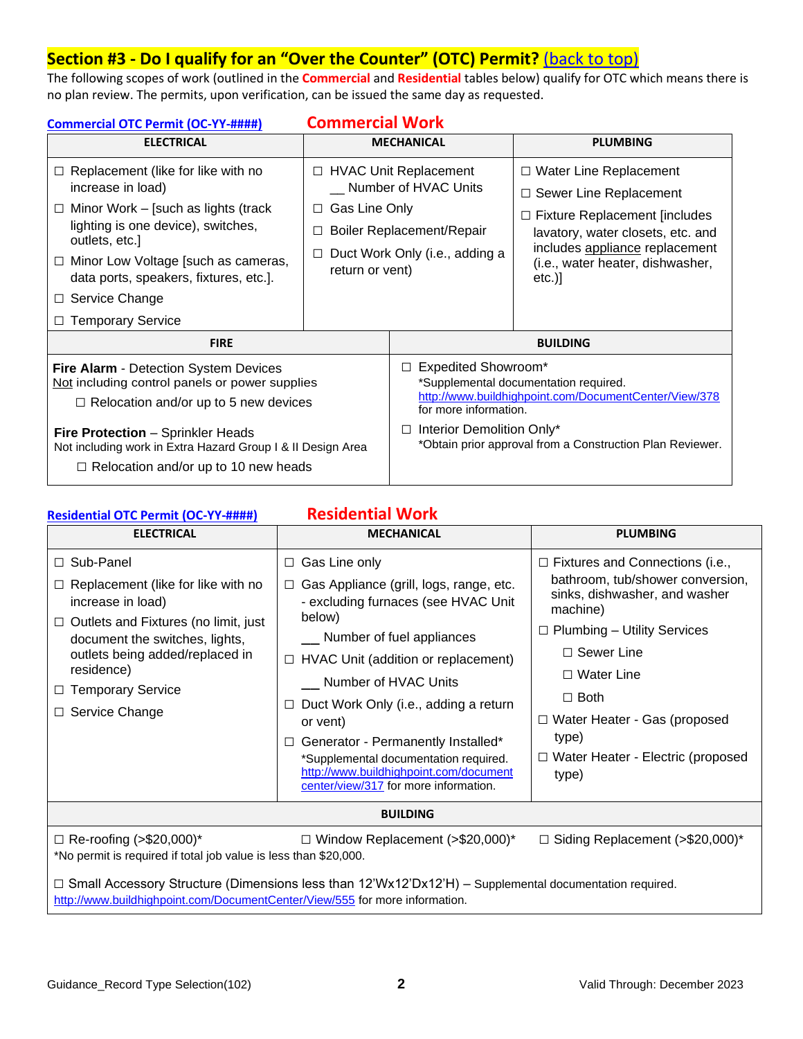## Section #3 - Do I qualify for an "Over the Counter" (OTC) Permit? (back to top)

The following scopes of work (outlined in the **Commercial** and **Residential** tables below) qualify for OTC which means there is no plan review. The permits, upon verification, can be issued the same day as requested.

**Commercial OTC Permit (OC-YY-####)** — **Commercial Work**

| ELECTRICAL | MECHANICAL | PLUMBING |
|---|---|---|
| ☐ Replacement (like for like with no increase in load)<br>☐ Minor Work – [such as lights (track lighting is one device), switches, outlets, etc.]<br>☐ Minor Low Voltage [such as cameras, data ports, speakers, fixtures, etc.].<br>☐ Service Change<br>☐ Temporary Service | ☐ HVAC Unit Replacement<br>__ Number of HVAC Units<br>☐ Gas Line Only<br>☐ Boiler Replacement/Repair<br>☐ Duct Work Only (i.e., adding a return or vent) | ☐ Water Line Replacement<br>☐ Sewer Line Replacement<br>☐ Fixture Replacement [includes lavatory, water closets, etc. and includes appliance replacement (i.e., water heater, dishwasher, etc.)] |

| FIRE | BUILDING |
|---|---|
| **Fire Alarm** - Detection System Devices<br>Not including control panels or power supplies<br>☐ Relocation and/or up to 5 new devices<br><br>**Fire Protection** – Sprinkler Heads<br>Not including work in Extra Hazard Group I & II Design Area<br>☐ Relocation and/or up to 10 new heads | ☐ Expedited Showroom*<br>*Supplemental documentation required. http://www.buildhighpoint.com/DocumentCenter/View/378 for more information.<br>☐ Interior Demolition Only*<br>*Obtain prior approval from a Construction Plan Reviewer. |

**Residential OTC Permit (OC-YY-####)** — **Residential Work**

| ELECTRICAL | MECHANICAL | PLUMBING |
|---|---|---|
| ☐ Sub-Panel<br>☐ Replacement (like for like with no increase in load)<br>☐ Outlets and Fixtures (no limit, just document the switches, lights, outlets being added/replaced in residence)<br>☐ Temporary Service<br>☐ Service Change | ☐ Gas Line only<br>☐ Gas Appliance (grill, logs, range, etc. - excluding furnaces (see HVAC Unit below)<br>___ Number of fuel appliances<br>☐ HVAC Unit (addition or replacement)<br>___ Number of HVAC Units<br>☐ Duct Work Only (i.e., adding a return or vent)<br>☐ Generator - Permanently Installed*<br>*Supplemental documentation required. http://www.buildhighpoint.com/document center/view/317 for more information. | ☐ Fixtures and Connections (i.e., bathroom, tub/shower conversion, sinks, dishwasher, and washer machine)<br>☐ Plumbing – Utility Services<br>☐ Sewer Line<br>☐ Water Line<br>☐ Both<br>☐ Water Heater - Gas (proposed type)<br>☐ Water Heater - Electric (proposed type) |

| BUILDING |
|---|
| ☐ Re-roofing (>$20,000)* ☐ Window Replacement (>$20,000)* ☐ Siding Replacement (>$20,000)*<br>*No permit is required if total job value is less than $20,000.<br><br>☐ Small Accessory Structure (Dimensions less than 12'Wx12'Dx12'H) – Supplemental documentation required. http://www.buildhighpoint.com/DocumentCenter/View/555 for more information. |

Guidance_Record Type Selection(102) — Valid Through: December 2023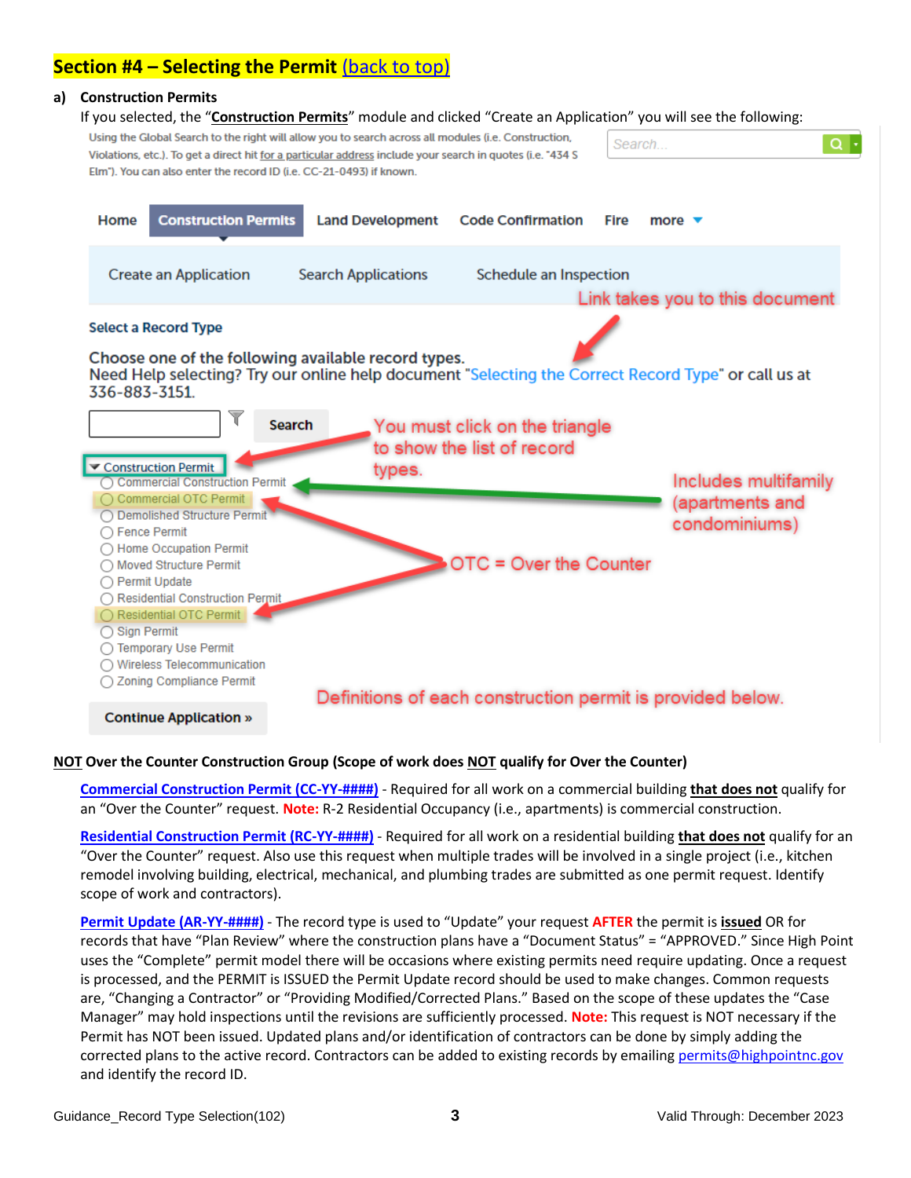## Section #4 – Selecting the Permit (back to top)

**a) Construction Permits**

If you selected, the "**Construction Permits**" module and clicked "Create an Application" you will see the following:

Using the Global Search to the right will allow you to search across all modules (i.e. Construction, Violations, etc.). To get a direct hit for a particular address include your search in quotes (i.e. "434 S Elm"). You can also enter the record ID (i.e. CC-21-0493) if known.

Search...

Home | Construction Permits | Land Development | Code Confirmation | Fire | more

Create an Application | Search Applications | Schedule an Inspection

Link takes you to this document

**Select a Record Type**

Choose one of the following available record types.
Need Help selecting? Try our online help document "Selecting the Correct Record Type" or call us at 336-883-3151.

Search

You must click on the triangle to show the list of record types.

- Construction Permit
  - Commercial Construction Permit
  - Commercial OTC Permit
  - Demolished Structure Permit
  - Fence Permit
  - Home Occupation Permit
  - Moved Structure Permit
  - Permit Update
  - Residential Construction Permit
  - Residential OTC Permit
  - Sign Permit
  - Temporary Use Permit
  - Wireless Telecommunication
  - Zoning Compliance Permit

Includes multifamily (apartments and condominiums)

OTC = Over the Counter

Definitions of each construction permit is provided below.

Continue Application »

**NOT Over the Counter Construction Group (Scope of work does NOT qualify for Over the Counter)**

**Commercial Construction Permit (CC-YY-####)** - Required for all work on a commercial building **that does not** qualify for an "Over the Counter" request. **Note:** R-2 Residential Occupancy (i.e., apartments) is commercial construction.

**Residential Construction Permit (RC-YY-####)** - Required for all work on a residential building **that does not** qualify for an "Over the Counter" request. Also use this request when multiple trades will be involved in a single project (i.e., kitchen remodel involving building, electrical, mechanical, and plumbing trades are submitted as one permit request. Identify scope of work and contractors).

**Permit Update (AR-YY-####)** - The record type is used to "Update" your request **AFTER** the permit is **issued** OR for records that have "Plan Review" where the construction plans have a "Document Status" = "APPROVED." Since High Point uses the "Complete" permit model there will be occasions where existing permits need require updating. Once a request is processed, and the PERMIT is ISSUED the Permit Update record should be used to make changes. Common requests are, "Changing a Contractor" or "Providing Modified/Corrected Plans." Based on the scope of these updates the "Case Manager" may hold inspections until the revisions are sufficiently processed. **Note:** This request is NOT necessary if the Permit has NOT been issued. Updated plans and/or identification of contractors can be done by simply adding the corrected plans to the active record. Contractors can be added to existing records by emailing permits@highpointnc.gov and identify the record ID.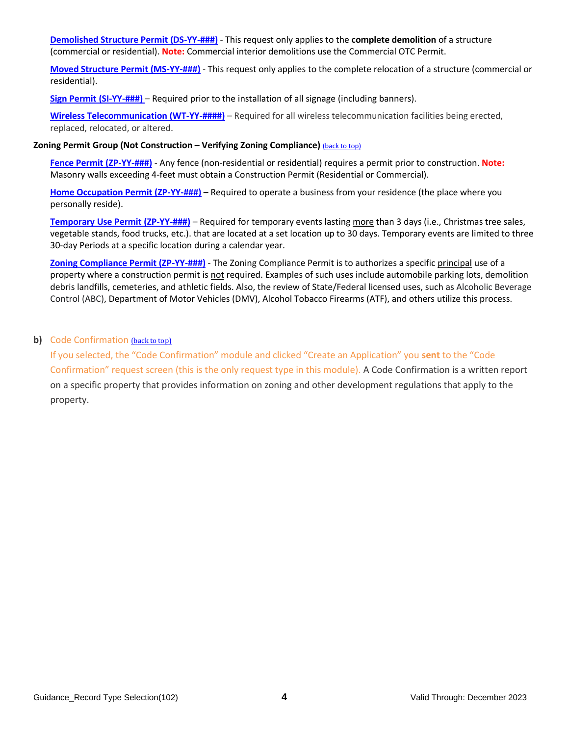**Demolished Structure Permit (DS-YY-###)** - This request only applies to the **complete demolition** of a structure (commercial or residential). **Note:** Commercial interior demolitions use the Commercial OTC Permit.

**Moved Structure Permit (MS-YY-###)** - This request only applies to the complete relocation of a structure (commercial or residential).

**Sign Permit (SI-YY-###)** – Required prior to the installation of all signage (including banners).

**Wireless Telecommunication (WT-YY-####)** – Required for all wireless telecommunication facilities being erected, replaced, relocated, or altered.

**Zoning Permit Group (Not Construction – Verifying Zoning Compliance)** (back to top)

**Fence Permit (ZP-YY-###)** - Any fence (non-residential or residential) requires a permit prior to construction. **Note:** Masonry walls exceeding 4-feet must obtain a Construction Permit (Residential or Commercial).

**Home Occupation Permit (ZP-YY-###)** – Required to operate a business from your residence (the place where you personally reside).

**Temporary Use Permit (ZP-YY-###)** – Required for temporary events lasting more than 3 days (i.e., Christmas tree sales, vegetable stands, food trucks, etc.). that are located at a set location up to 30 days. Temporary events are limited to three 30-day Periods at a specific location during a calendar year.

**Zoning Compliance Permit (ZP-YY-###)** - The Zoning Compliance Permit is to authorizes a specific principal use of a property where a construction permit is not required. Examples of such uses include automobile parking lots, demolition debris landfills, cemeteries, and athletic fields. Also, the review of State/Federal licensed uses, such as Alcoholic Beverage Control (ABC), Department of Motor Vehicles (DMV), Alcohol Tobacco Firearms (ATF), and others utilize this process.

**b)** Code Confirmation (back to top)

If you selected, the "Code Confirmation" module and clicked "Create an Application" you **sent** to the "Code Confirmation" request screen (this is the only request type in this module). A Code Confirmation is a written report on a specific property that provides information on zoning and other development regulations that apply to the property.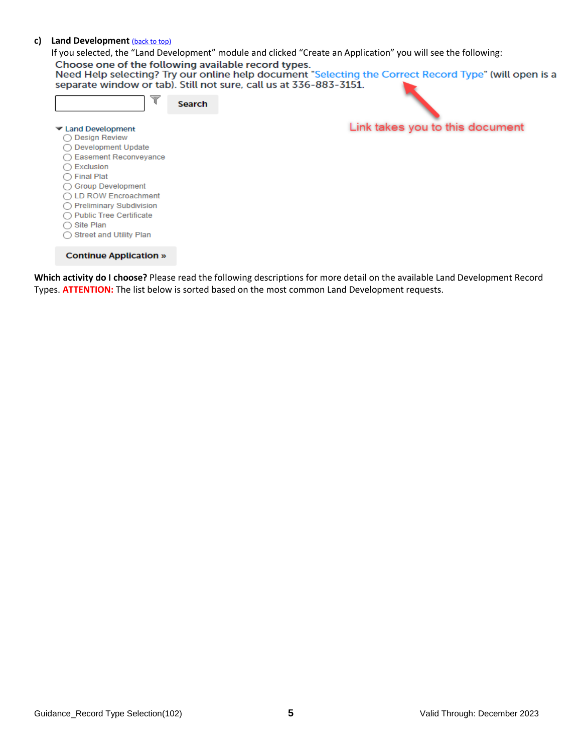### c) Land Development (back to top)

If you selected, the "Land Development" module and clicked "Create an Application" you will see the following:

Choose one of the following available record types.
Need Help selecting? Try our online help document "Selecting the Correct Record Type" (will open is a separate window or tab). Still not sure, call us at 336-883-3151.

Search

Link takes you to this document

- Land Development
  - Design Review
  - Development Update
  - Easement Reconveyance
  - Exclusion
  - Final Plat
  - Group Development
  - LD ROW Encroachment
  - Preliminary Subdivision
  - Public Tree Certificate
  - Site Plan
  - Street and Utility Plan

Continue Application »

**Which activity do I choose?** Please read the following descriptions for more detail on the available Land Development Record Types. **ATTENTION:** The list below is sorted based on the most common Land Development requests.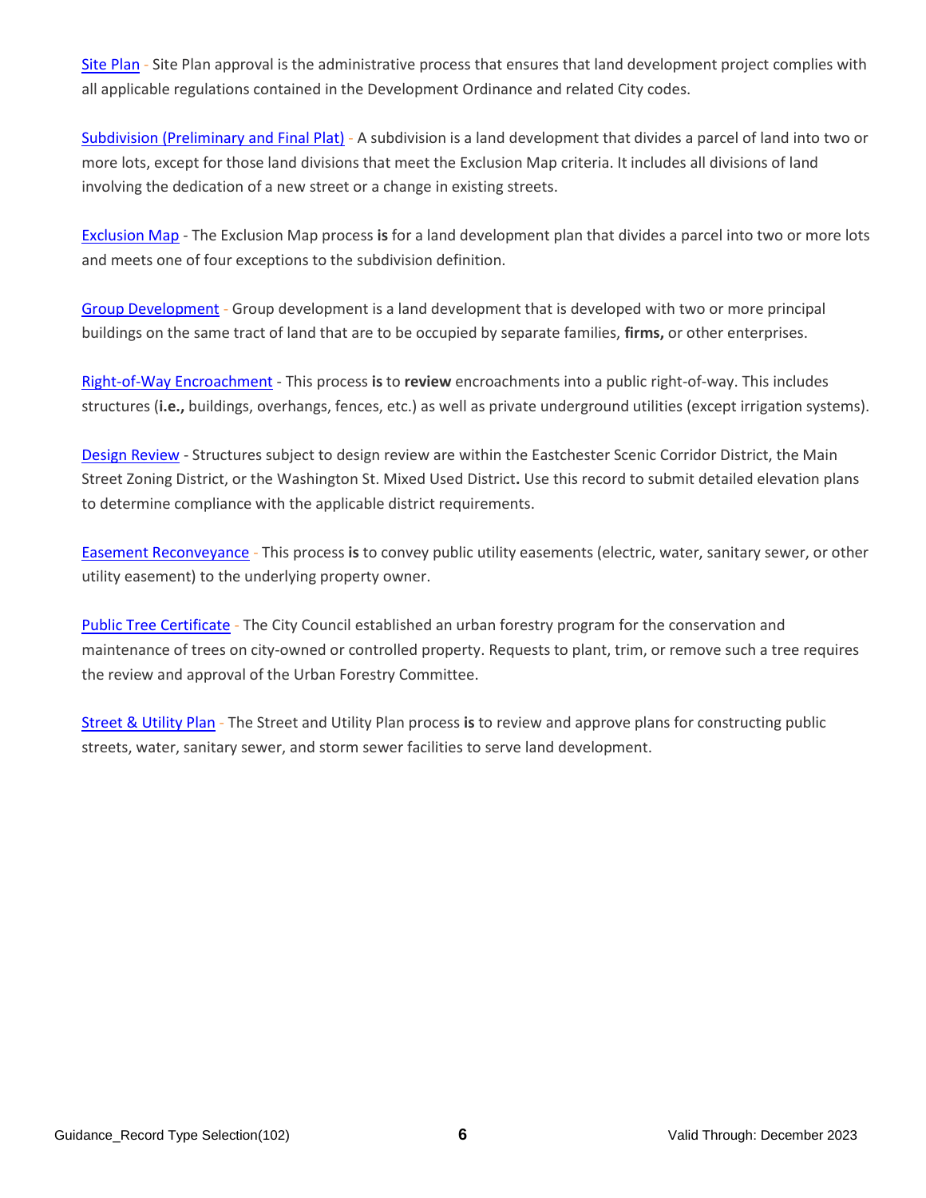Site Plan - Site Plan approval is the administrative process that ensures that land development project complies with all applicable regulations contained in the Development Ordinance and related City codes.

Subdivision (Preliminary and Final Plat) - A subdivision is a land development that divides a parcel of land into two or more lots, except for those land divisions that meet the Exclusion Map criteria. It includes all divisions of land involving the dedication of a new street or a change in existing streets.

Exclusion Map - The Exclusion Map process **is** for a land development plan that divides a parcel into two or more lots and meets one of four exceptions to the subdivision definition.

Group Development - Group development is a land development that is developed with two or more principal buildings on the same tract of land that are to be occupied by separate families, **firms,** or other enterprises.

Right-of-Way Encroachment - This process **is** to **review** encroachments into a public right-of-way. This includes structures (**i.e.,** buildings, overhangs, fences, etc.) as well as private underground utilities (except irrigation systems).

Design Review - Structures subject to design review are within the Eastchester Scenic Corridor District, the Main Street Zoning District, or the Washington St. Mixed Used District**.** Use this record to submit detailed elevation plans to determine compliance with the applicable district requirements.

Easement Reconveyance - This process **is** to convey public utility easements (electric, water, sanitary sewer, or other utility easement) to the underlying property owner.

Public Tree Certificate - The City Council established an urban forestry program for the conservation and maintenance of trees on city-owned or controlled property. Requests to plant, trim, or remove such a tree requires the review and approval of the Urban Forestry Committee.

Street & Utility Plan - The Street and Utility Plan process **is** to review and approve plans for constructing public streets, water, sanitary sewer, and storm sewer facilities to serve land development.